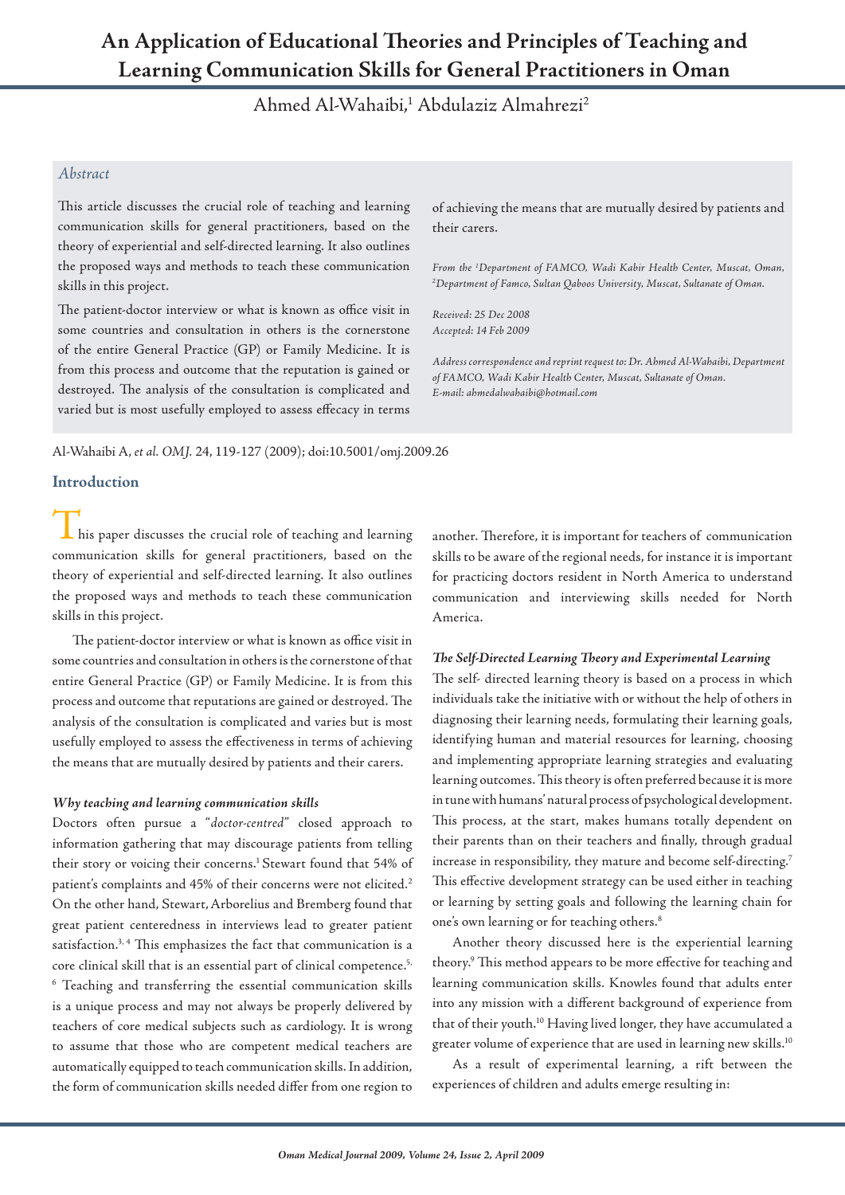# An Application of Educational Theories and Principles of Teaching and Learning Communication Skills for General Practitioners in Oman

Ahmed Al-Wahaibi,[1] Abdulaziz Almahrezi[2]

## *Abstract*

This article discusses the crucial role of teaching and learning communication skills for general practitioners, based on the theory of experiential and self-directed learning. It also outlines the proposed ways and methods to teach these communication skills in this project.

The patient-doctor interview or what is known as office visit in some countries and consultation in others is the cornerstone of the entire General Practice (GP) or Family Medicine. It is from this process and outcome that the reputation is gained or destroyed. The analysis of the consultation is complicated and varied but is most usefully employed to assess effecacy in terms of achieving the means that are mutually desired by patients and their carers.

*From the [1]Department of FAMCO, Wadi Kabir Health Center, Muscat, Oman, [2]Department of Famco, Sultan Qaboos University, Muscat, Sultanate of Oman.*

*Received: 25 Dec 2008*
*Accepted: 14 Feb 2009*

*Address correspondence and reprint request to: Dr. Ahmed Al-Wahaibi, Department of FAMCO, Wadi Kabir Health Center, Muscat, Sultanate of Oman. E-mail: ahmedalwahaibi@hotmail.com*

Al-Wahaibi A, *et al. OMJ.* 24, 119-127 (2009); doi:10.5001/omj.2009.26

## Introduction

This paper discusses the crucial role of teaching and learning communication skills for general practitioners, based on the theory of experiential and self-directed learning. It also outlines the proposed ways and methods to teach these communication skills in this project.

The patient-doctor interview or what is known as office visit in some countries and consultation in others is the cornerstone of that entire General Practice (GP) or Family Medicine. It is from this process and outcome that reputations are gained or destroyed. The analysis of the consultation is complicated and varies but is most usefully employed to assess the effectiveness in terms of achieving the means that are mutually desired by patients and their carers.

### *Why teaching and learning communication skills*

Doctors often pursue a "*doctor-centred*" closed approach to information gathering that may discourage patients from telling their story or voicing their concerns.[1] Stewart found that 54% of patient's complaints and 45% of their concerns were not elicited.[2] On the other hand, Stewart, Arborelius and Bremberg found that great patient centeredness in interviews lead to greater patient satisfaction.[3, 4] This emphasizes the fact that communication is a core clinical skill that is an essential part of clinical competence.[5, 6] Teaching and transferring the essential communication skills is a unique process and may not always be properly delivered by teachers of core medical subjects such as cardiology. It is wrong to assume that those who are competent medical teachers are automatically equipped to teach communication skills. In addition, the form of communication skills needed differ from one region to another. Therefore, it is important for teachers of communication skills to be aware of the regional needs, for instance it is important for practicing doctors resident in North America to understand communication and interviewing skills needed for North America.

### *The Self-Directed Learning Theory and Experimental Learning*

The self- directed learning theory is based on a process in which individuals take the initiative with or without the help of others in diagnosing their learning needs, formulating their learning goals, identifying human and material resources for learning, choosing and implementing appropriate learning strategies and evaluating learning outcomes. This theory is often preferred because it is more in tune with humans' natural process of psychological development. This process, at the start, makes humans totally dependent on their parents than on their teachers and finally, through gradual increase in responsibility, they mature and become self-directing.[7] This effective development strategy can be used either in teaching or learning by setting goals and following the learning chain for one's own learning or for teaching others.[8]

Another theory discussed here is the experiential learning theory.[9] This method appears to be more effective for teaching and learning communication skills. Knowles found that adults enter into any mission with a different background of experience from that of their youth.[10] Having lived longer, they have accumulated a greater volume of experience that are used in learning new skills.[10]

As a result of experimental learning, a rift between the experiences of children and adults emerge resulting in: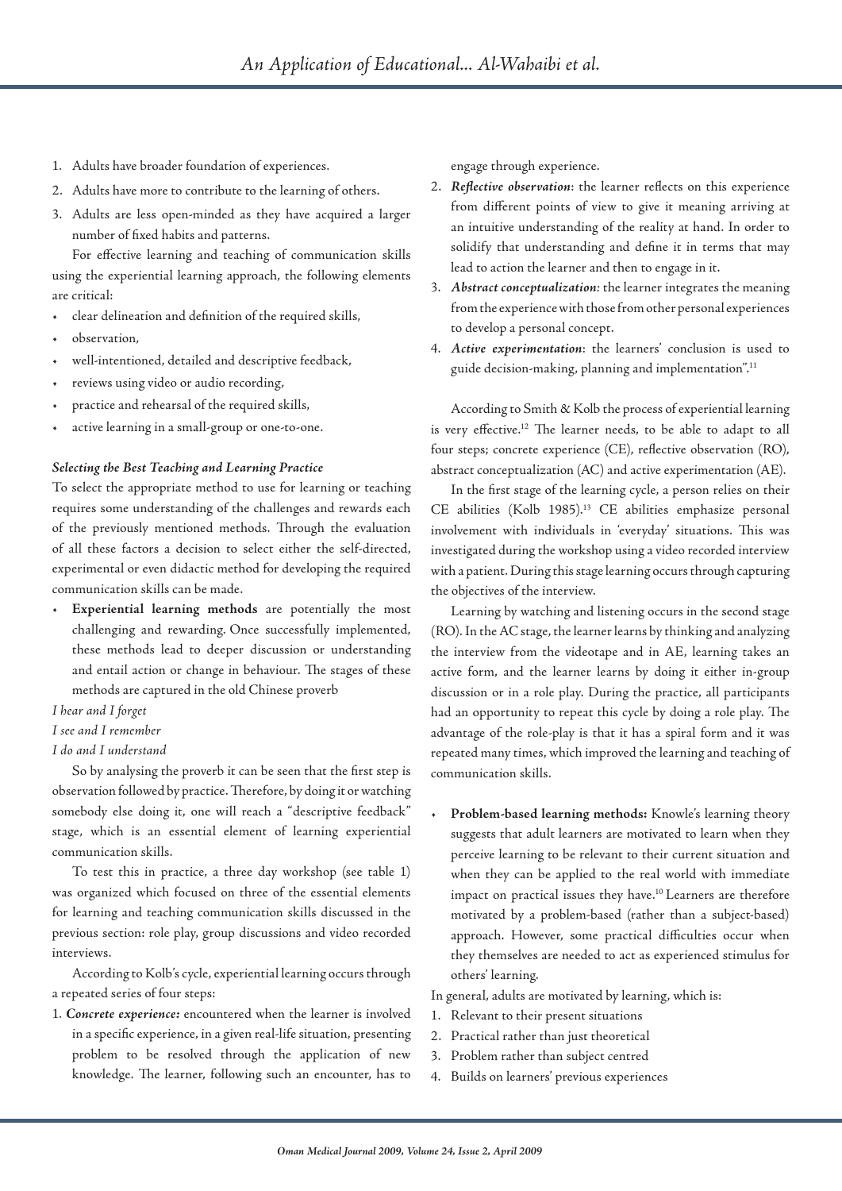1. Adults have broader foundation of experiences.
2. Adults have more to contribute to the learning of others.
3. Adults are less open-minded as they have acquired a larger number of fixed habits and patterns.

For effective learning and teaching of communication skills using the experiential learning approach, the following elements are critical:

- clear delineation and definition of the required skills,
- observation,
- well-intentioned, detailed and descriptive feedback,
- reviews using video or audio recording,
- practice and rehearsal of the required skills,
- active learning in a small-group or one-to-one.

***Selecting the Best Teaching and Learning Practice***

To select the appropriate method to use for learning or teaching requires some understanding of the challenges and rewards each of the previously mentioned methods. Through the evaluation of all these factors a decision to select either the self-directed, experimental or even didactic method for developing the required communication skills can be made.

- **Experiential learning methods** are potentially the most challenging and rewarding. Once successfully implemented, these methods lead to deeper discussion or understanding and entail action or change in behaviour. The stages of these methods are captured in the old Chinese proverb

*I hear and I forget*
*I see and I remember*
*I do and I understand*

So by analysing the proverb it can be seen that the first step is observation followed by practice. Therefore, by doing it or watching somebody else doing it, one will reach a "descriptive feedback" stage, which is an essential element of learning experiential communication skills.

To test this in practice, a three day workshop (see table 1) was organized which focused on three of the essential elements for learning and teaching communication skills discussed in the previous section: role play, group discussions and video recorded interviews.

According to Kolb's cycle, experiential learning occurs through a repeated series of four steps:

1. ***Concrete experience:*** encountered when the learner is involved in a specific experience, in a given real-life situation, presenting problem to be resolved through the application of new knowledge. The learner, following such an encounter, has to engage through experience.
2. ***Reflective observation***: the learner reflects on this experience from different points of view to give it meaning arriving at an intuitive understanding of the reality at hand. In order to solidify that understanding and define it in terms that may lead to action the learner and then to engage in it.
3. ***Abstract conceptualization:*** the learner integrates the meaning from the experience with those from other personal experiences to develop a personal concept.
4. ***Active experimentation***: the learners' conclusion is used to guide decision-making, planning and implementation".[11]

According to Smith & Kolb the process of experiential learning is very effective.[12] The learner needs, to be able to adapt to all four steps; concrete experience (CE), reflective observation (RO), abstract conceptualization (AC) and active experimentation (AE).

In the first stage of the learning cycle, a person relies on their CE abilities (Kolb 1985).[13] CE abilities emphasize personal involvement with individuals in 'everyday' situations. This was investigated during the workshop using a video recorded interview with a patient. During this stage learning occurs through capturing the objectives of the interview.

Learning by watching and listening occurs in the second stage (RO). In the AC stage, the learner learns by thinking and analyzing the interview from the videotape and in AE, learning takes an active form, and the learner learns by doing it either in-group discussion or in a role play. During the practice, all participants had an opportunity to repeat this cycle by doing a role play. The advantage of the role-play is that it has a spiral form and it was repeated many times, which improved the learning and teaching of communication skills.

- **Problem-based learning methods:** Knowle's learning theory suggests that adult learners are motivated to learn when they perceive learning to be relevant to their current situation and when they can be applied to the real world with immediate impact on practical issues they have.[10] Learners are therefore motivated by a problem-based (rather than a subject-based) approach. However, some practical difficulties occur when they themselves are needed to act as experienced stimulus for others' learning.

In general, adults are motivated by learning, which is:

1. Relevant to their present situations
2. Practical rather than just theoretical
3. Problem rather than subject centred
4. Builds on learners' previous experiences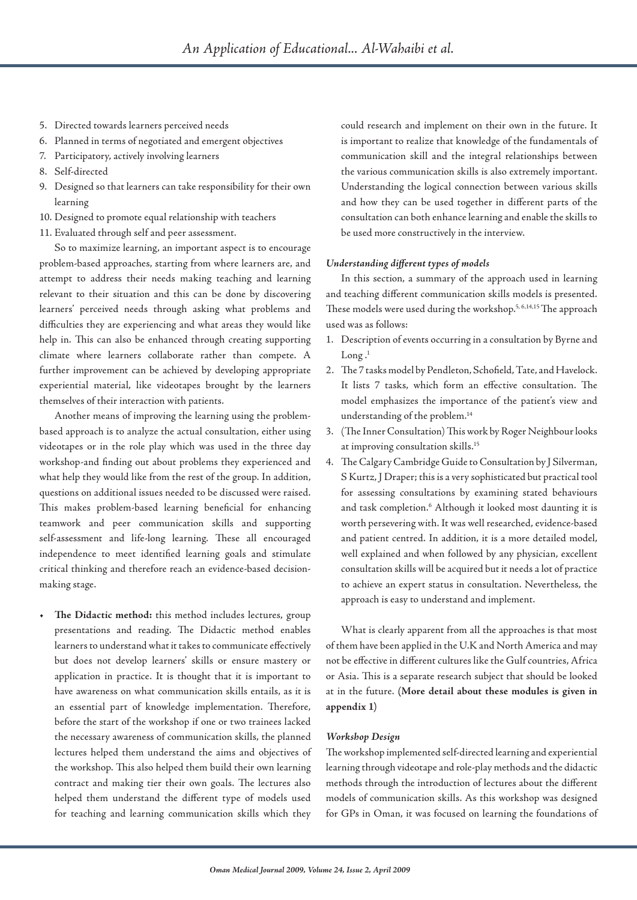5. Directed towards learners perceived needs
6. Planned in terms of negotiated and emergent objectives
7. Participatory, actively involving learners
8. Self-directed
9. Designed so that learners can take responsibility for their own learning
10. Designed to promote equal relationship with teachers
11. Evaluated through self and peer assessment.

So to maximize learning, an important aspect is to encourage problem-based approaches, starting from where learners are, and attempt to address their needs making teaching and learning relevant to their situation and this can be done by discovering learners' perceived needs through asking what problems and difficulties they are experiencing and what areas they would like help in. This can also be enhanced through creating supporting climate where learners collaborate rather than compete. A further improvement can be achieved by developing appropriate experiential material, like videotapes brought by the learners themselves of their interaction with patients.

Another means of improving the learning using the problem-based approach is to analyze the actual consultation, either using videotapes or in the role play which was used in the three day workshop-and finding out about problems they experienced and what help they would like from the rest of the group. In addition, questions on additional issues needed to be discussed were raised. This makes problem-based learning beneficial for enhancing teamwork and peer communication skills and supporting self-assessment and life-long learning. These all encouraged independence to meet identified learning goals and stimulate critical thinking and therefore reach an evidence-based decision-making stage.

- **The Didactic method:** this method includes lectures, group presentations and reading. The Didactic method enables learners to understand what it takes to communicate effectively but does not develop learners' skills or ensure mastery or application in practice. It is thought that it is important to have awareness on what communication skills entails, as it is an essential part of knowledge implementation. Therefore, before the start of the workshop if one or two trainees lacked the necessary awareness of communication skills, the planned lectures helped them understand the aims and objectives of the workshop. This also helped them build their own learning contract and making tier their own goals. The lectures also helped them understand the different type of models used for teaching and learning communication skills which they could research and implement on their own in the future. It is important to realize that knowledge of the fundamentals of communication skill and the integral relationships between the various communication skills is also extremely important. Understanding the logical connection between various skills and how they can be used together in different parts of the consultation can both enhance learning and enable the skills to be used more constructively in the interview.

*Understanding different types of models*

In this section, a summary of the approach used in learning and teaching different communication skills models is presented. These models were used during the workshop.[5, 6,14,15] The approach used was as follows:

1. Description of events occurring in a consultation by Byrne and Long .[1]
2. The 7 tasks model by Pendleton, Schofield, Tate, and Havelock. It lists 7 tasks, which form an effective consultation. The model emphasizes the importance of the patient's view and understanding of the problem.[14]
3. (The Inner Consultation) This work by Roger Neighbour looks at improving consultation skills.[15]
4. The Calgary Cambridge Guide to Consultation by J Silverman, S Kurtz, J Draper; this is a very sophisticated but practical tool for assessing consultations by examining stated behaviours and task completion.[6] Although it looked most daunting it is worth persevering with. It was well researched, evidence-based and patient centred. In addition, it is a more detailed model, well explained and when followed by any physician, excellent consultation skills will be acquired but it needs a lot of practice to achieve an expert status in consultation. Nevertheless, the approach is easy to understand and implement.

What is clearly apparent from all the approaches is that most of them have been applied in the U.K and North America and may not be effective in different cultures like the Gulf countries, Africa or Asia. This is a separate research subject that should be looked at in the future. (**More detail about these modules is given in appendix 1**)

*Workshop Design*

The workshop implemented self-directed learning and experiential learning through videotape and role-play methods and the didactic methods through the introduction of lectures about the different models of communication skills. As this workshop was designed for GPs in Oman, it was focused on learning the foundations of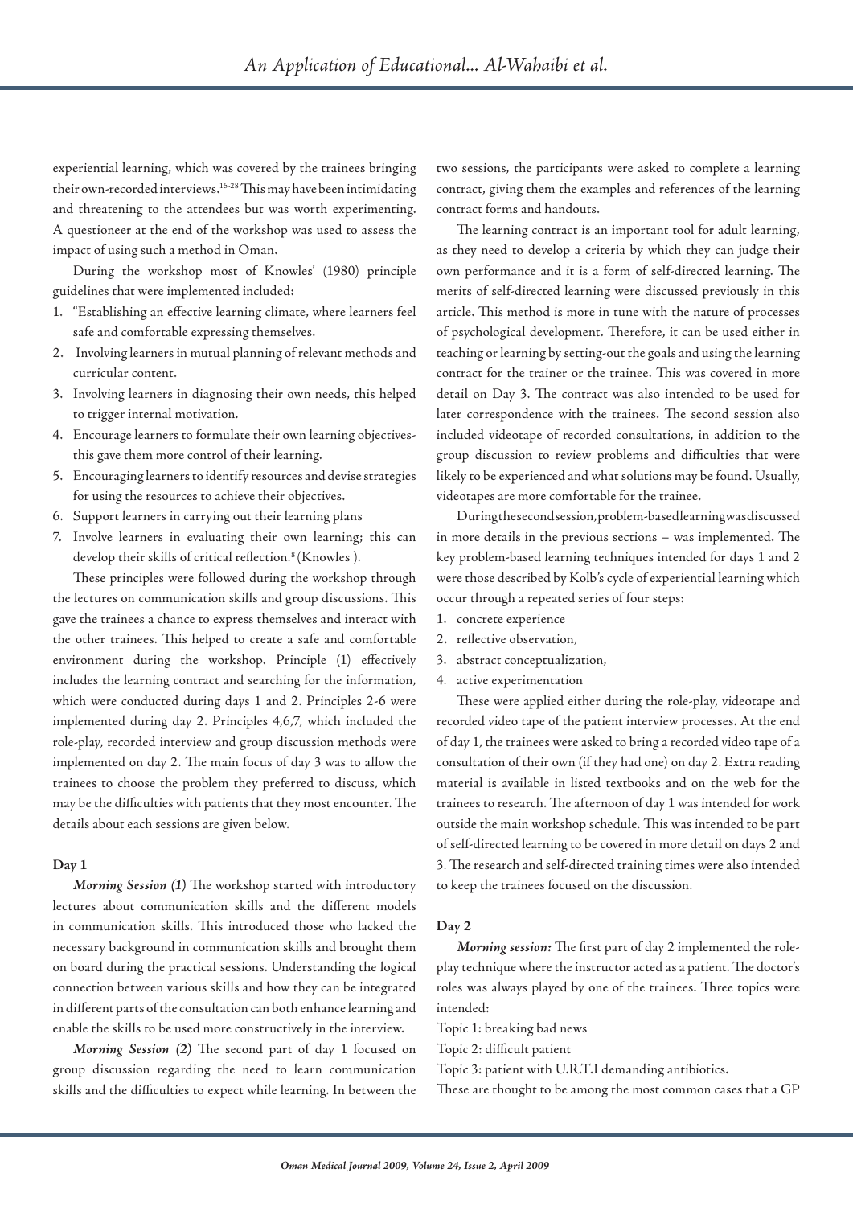experiential learning, which was covered by the trainees bringing their own-recorded interviews.[16-28] This may have been intimidating and threatening to the attendees but was worth experimenting. A questioneer at the end of the workshop was used to assess the impact of using such a method in Oman.

During the workshop most of Knowles' (1980) principle guidelines that were implemented included:

1. "Establishing an effective learning climate, where learners feel safe and comfortable expressing themselves.
2. Involving learners in mutual planning of relevant methods and curricular content.
3. Involving learners in diagnosing their own needs, this helped to trigger internal motivation.
4. Encourage learners to formulate their own learning objectives-this gave them more control of their learning.
5. Encouraging learners to identify resources and devise strategies for using the resources to achieve their objectives.
6. Support learners in carrying out their learning plans
7. Involve learners in evaluating their own learning; this can develop their skills of critical reflection.[8] (Knowles ).

These principles were followed during the workshop through the lectures on communication skills and group discussions. This gave the trainees a chance to express themselves and interact with the other trainees. This helped to create a safe and comfortable environment during the workshop. Principle (1) effectively includes the learning contract and searching for the information, which were conducted during days 1 and 2. Principles 2-6 were implemented during day 2. Principles 4,6,7, which included the role-play, recorded interview and group discussion methods were implemented on day 2. The main focus of day 3 was to allow the trainees to choose the problem they preferred to discuss, which may be the difficulties with patients that they most encounter. The details about each sessions are given below.

**Day 1**

***Morning Session (1)*** The workshop started with introductory lectures about communication skills and the different models in communication skills. This introduced those who lacked the necessary background in communication skills and brought them on board during the practical sessions. Understanding the logical connection between various skills and how they can be integrated in different parts of the consultation can both enhance learning and enable the skills to be used more constructively in the interview.

***Morning Session (2)*** The second part of day 1 focused on group discussion regarding the need to learn communication skills and the difficulties to expect while learning. In between the two sessions, the participants were asked to complete a learning contract, giving them the examples and references of the learning contract forms and handouts.

The learning contract is an important tool for adult learning, as they need to develop a criteria by which they can judge their own performance and it is a form of self-directed learning. The merits of self-directed learning were discussed previously in this article. This method is more in tune with the nature of processes of psychological development. Therefore, it can be used either in teaching or learning by setting-out the goals and using the learning contract for the trainer or the trainee. This was covered in more detail on Day 3. The contract was also intended to be used for later correspondence with the trainees. The second session also included videotape of recorded consultations, in addition to the group discussion to review problems and difficulties that were likely to be experienced and what solutions may be found. Usually, videotapes are more comfortable for the trainee.

During the second session, problem-based learning was discussed in more details in the previous sections – was implemented. The key problem-based learning techniques intended for days 1 and 2 were those described by Kolb's cycle of experiential learning which occur through a repeated series of four steps:

1. concrete experience
2. reflective observation,
3. abstract conceptualization,
4. active experimentation

These were applied either during the role-play, videotape and recorded video tape of the patient interview processes. At the end of day 1, the trainees were asked to bring a recorded video tape of a consultation of their own (if they had one) on day 2. Extra reading material is available in listed textbooks and on the web for the trainees to research. The afternoon of day 1 was intended for work outside the main workshop schedule. This was intended to be part of self-directed learning to be covered in more detail on days 2 and 3. The research and self-directed training times were also intended to keep the trainees focused on the discussion.

**Day 2**

***Morning session:*** The first part of day 2 implemented the role-play technique where the instructor acted as a patient. The doctor's roles was always played by one of the trainees. Three topics were intended:

Topic 1: breaking bad news

Topic 2: difficult patient

Topic 3: patient with U.R.T.I demanding antibiotics.

These are thought to be among the most common cases that a GP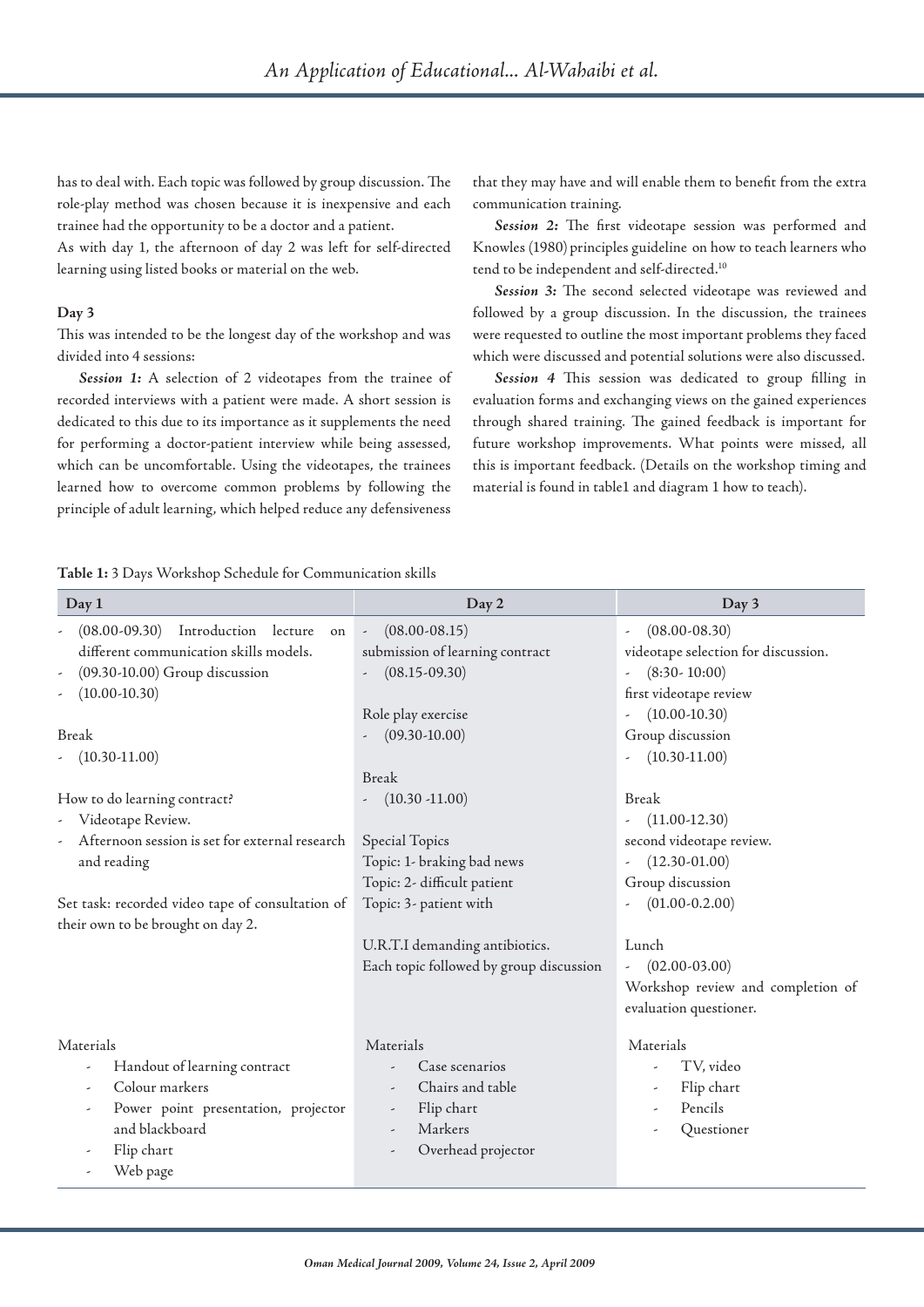has to deal with. Each topic was followed by group discussion. The role-play method was chosen because it is inexpensive and each trainee had the opportunity to be a doctor and a patient.

As with day 1, the afternoon of day 2 was left for self-directed learning using listed books or material on the web.

### Day 3

This was intended to be the longest day of the workshop and was divided into 4 sessions:

***Session 1:*** A selection of 2 videotapes from the trainee of recorded interviews with a patient were made. A short session is dedicated to this due to its importance as it supplements the need for performing a doctor-patient interview while being assessed, which can be uncomfortable. Using the videotapes, the trainees learned how to overcome common problems by following the principle of adult learning, which helped reduce any defensiveness that they may have and will enable them to benefit from the extra communication training.

***Session 2:*** The first videotape session was performed and Knowles (1980) principles guideline on how to teach learners who tend to be independent and self-directed.[10]

***Session 3:*** The second selected videotape was reviewed and followed by a group discussion. In the discussion, the trainees were requested to outline the most important problems they faced which were discussed and potential solutions were also discussed.

***Session 4*** This session was dedicated to group filling in evaluation forms and exchanging views on the gained experiences through shared training. The gained feedback is important for future workshop improvements. What points were missed, all this is important feedback. (Details on the workshop timing and material is found in table1 and diagram 1 how to teach).

**Table 1:** 3 Days Workshop Schedule for Communication skills

| Day 1 | Day 2 | Day 3 |
|---|---|---|
| - (08.00-09.30) Introduction lecture on different communication skills models.<br>- (09.30-10.00) Group discussion<br>- (10.00-10.30)<br><br>Break<br>- (10.30-11.00)<br><br>How to do learning contract?<br>- Videotape Review.<br>- Afternoon session is set for external research and reading<br><br>Set task: recorded video tape of consultation of their own to be brought on day 2. | - (08.00-08.15)<br>submission of learning contract<br>- (08.15-09.30)<br><br>Role play exercise<br>- (09.30-10.00)<br><br>Break<br>- (10.30 -11.00)<br><br>Special Topics<br>Topic: 1- braking bad news<br>Topic: 2- difficult patient<br>Topic: 3- patient with<br><br>U.R.T.I demanding antibiotics.<br>Each topic followed by group discussion | - (08.00-08.30)<br>videotape selection for discussion.<br>- (8:30- 10:00)<br>first videotape review<br>- (10.00-10.30)<br>Group discussion<br>- (10.30-11.00)<br><br>Break<br>- (11.00-12.30)<br>second videotape review.<br>- (12.30-01.00)<br>Group discussion<br>- (01.00-0.2.00)<br><br>Lunch<br>- (02.00-03.00)<br>Workshop review and completion of evaluation questioner. |
| Materials<br>- Handout of learning contract<br>- Colour markers<br>- Power point presentation, projector and blackboard<br>- Flip chart<br>- Web page | Materials<br>- Case scenarios<br>- Chairs and table<br>- Flip chart<br>- Markers<br>- Overhead projector | Materials<br>- TV, video<br>- Flip chart<br>- Pencils<br>- Questioner |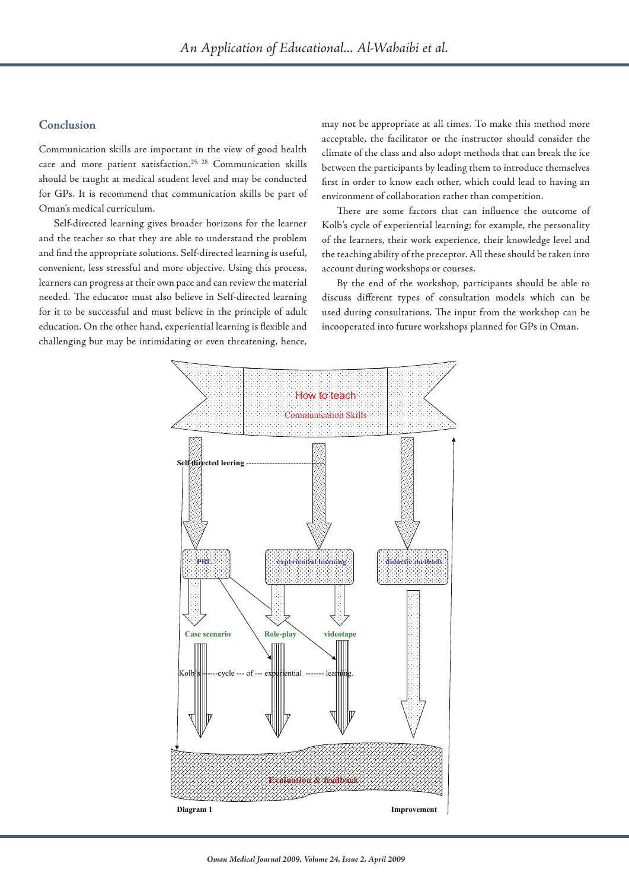## Conclusion

Communication skills are important in the view of good health care and more patient satisfaction.[25, 28] Communication skills should be taught at medical student level and may be conducted for GPs. It is recommend that communication skills be part of Oman's medical curriculum.

Self-directed learning gives broader horizons for the learner and the teacher so that they are able to understand the problem and find the appropriate solutions. Self-directed learning is useful, convenient, less stressful and more objective. Using this process, learners can progress at their own pace and can review the material needed. The educator must also believe in Self-directed learning for it to be successful and must believe in the principle of adult education. On the other hand, experiential learning is flexible and challenging but may be intimidating or even threatening, hence, may not be appropriate at all times. To make this method more acceptable, the facilitator or the instructor should consider the climate of the class and also adopt methods that can break the ice between the participants by leading them to introduce themselves first in order to know each other, which could lead to having an environment of collaboration rather than competition.

There are some factors that can influence the outcome of Kolb's cycle of experiential learning; for example, the personality of the learners, their work experience, their knowledge level and the teaching ability of the preceptor. All these should be taken into account during workshops or courses.

By the end of the workshop, participants should be able to discuss different types of consultation models which can be used during consultations. The input from the workshop can be incooperated into future workshops planned for GPs in Oman.

How to teach Communication Skills

Self directed leering

PBL — experiential learning — didactic methods

Case scenario — Role-play — videotape

Kolb's ------cycle --- of --- experiential ------- learning.

Evaluation & feedback

Improvement

Diagram 1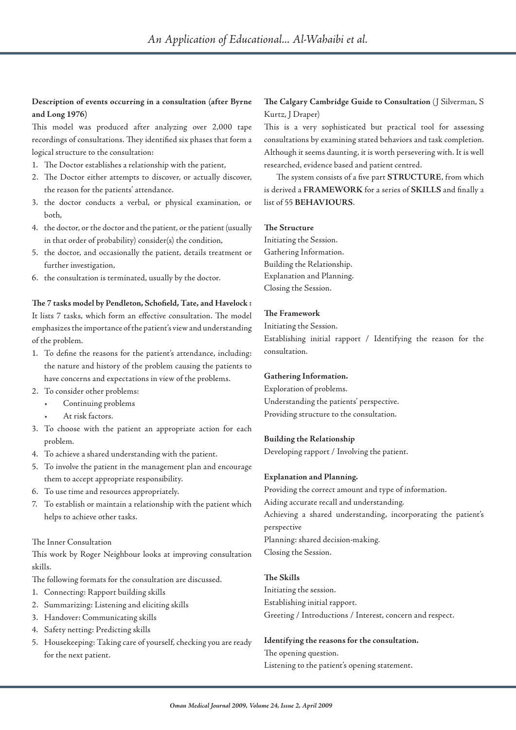**Description of events occurring in a consultation (after Byrne and Long 1976)**

This model was produced after analyzing over 2,000 tape recordings of consultations. They identified six phases that form a logical structure to the consultation:

1. The Doctor establishes a relationship with the patient,
2. The Doctor either attempts to discover, or actually discover, the reason for the patients' attendance.
3. the doctor conducts a verbal, or physical examination, or both,
4. the doctor, or the doctor and the patient, or the patient (usually in that order of probability) consider(s) the condition,
5. the doctor, and occasionally the patient, details treatment or further investigation,
6. the consultation is terminated, usually by the doctor.

**The 7 tasks model by Pendleton, Schofield, Tate, and Havelock :**
It lists 7 tasks, which form an effective consultation. The model emphasizes the importance of the patient's view and understanding of the problem.

1. To define the reasons for the patient's attendance, including: the nature and history of the problem causing the patients to have concerns and expectations in view of the problems.
2. To consider other problems:
   - Continuing problems
   - At risk factors.
3. To choose with the patient an appropriate action for each problem.
4. To achieve a shared understanding with the patient.
5. To involve the patient in the management plan and encourage them to accept appropriate responsibility.
6. To use time and resources appropriately.
7. To establish or maintain a relationship with the patient which helps to achieve other tasks.

The Inner Consultation

This work by Roger Neighbour looks at improving consultation skills.

The following formats for the consultation are discussed.

1. Connecting: Rapport building skills
2. Summarizing: Listening and eliciting skills
3. Handover: Communicating skills
4. Safety netting: Predicting skills
5. Housekeeping: Taking care of yourself, checking you are ready for the next patient.

**The Calgary Cambridge Guide to Consultation** (J Silverman, S Kurtz, J Draper)

This is a very sophisticated but practical tool for assessing consultations by examining stated behaviors and task completion. Although it seems daunting, it is worth persevering with. It is well researched, evidence based and patient centred.

The system consists of a five part **STRUCTURE**, from which is derived a **FRAMEWORK** for a series of **SKILLS** and finally a list of 55 **BEHAVIOURS**.

**The Structure**

Initiating the Session.
Gathering Information.
Building the Relationship.
Explanation and Planning.
Closing the Session.

**The Framework**

Initiating the Session.
Establishing initial rapport / Identifying the reason for the consultation.

**Gathering Information.**

Exploration of problems.
Understanding the patients' perspective.
Providing structure to the consultation.

**Building the Relationship**

Developing rapport / Involving the patient.

**Explanation and Planning.**

Providing the correct amount and type of information.
Aiding accurate recall and understanding.
Achieving a shared understanding, incorporating the patient's perspective
Planning: shared decision-making.
Closing the Session.

**The Skills**

Initiating the session.
Establishing initial rapport.
Greeting / Introductions / Interest, concern and respect.

**Identifying the reasons for the consultation.**

The opening question.
Listening to the patient's opening statement.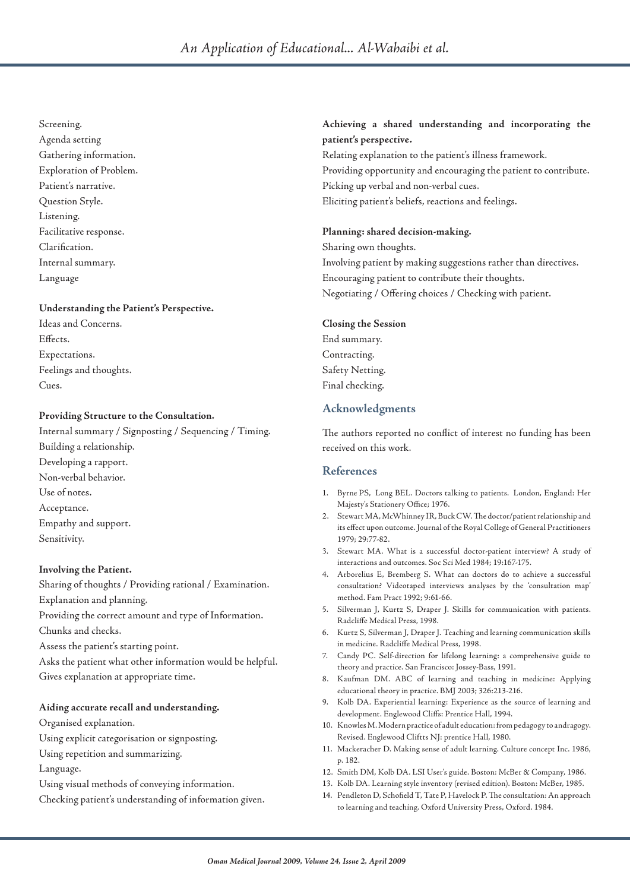Screening.
Agenda setting
Gathering information.
Exploration of Problem.
Patient's narrative.
Question Style.
Listening.
Facilitative response.
Clarification.
Internal summary.
Language

**Understanding the Patient's Perspective.**
Ideas and Concerns.
Effects.
Expectations.
Feelings and thoughts.
Cues.

**Providing Structure to the Consultation.**
Internal summary / Signposting / Sequencing / Timing.
Building a relationship.
Developing a rapport.
Non-verbal behavior.
Use of notes.
Acceptance.
Empathy and support.
Sensitivity.

**Involving the Patient.**
Sharing of thoughts / Providing rational / Examination.
Explanation and planning.
Providing the correct amount and type of Information.
Chunks and checks.
Assess the patient's starting point.
Asks the patient what other information would be helpful.
Gives explanation at appropriate time.

**Aiding accurate recall and understanding.**
Organised explanation.
Using explicit categorisation or signposting.
Using repetition and summarizing.
Language.
Using visual methods of conveying information.
Checking patient's understanding of information given.

**Achieving a shared understanding and incorporating the patient's perspective.**
Relating explanation to the patient's illness framework.
Providing opportunity and encouraging the patient to contribute.
Picking up verbal and non-verbal cues.
Eliciting patient's beliefs, reactions and feelings.

**Planning: shared decision-making.**
Sharing own thoughts.
Involving patient by making suggestions rather than directives.
Encouraging patient to contribute their thoughts.
Negotiating / Offering choices / Checking with patient.

**Closing the Session**
End summary.
Contracting.
Safety Netting.
Final checking.

## Acknowledgments

The authors reported no conflict of interest no funding has been received on this work.

## References

1. Byrne PS, Long BEL. Doctors talking to patients. London, England: Her Majesty's Stationery Office; 1976.
2. Stewart MA, McWhinney IR, Buck CW. The doctor/patient relationship and its effect upon outcome. Journal of the Royal College of General Practitioners 1979; 29:77-82.
3. Stewart MA. What is a successful doctor-patient interview? A study of interactions and outcomes. Soc Sci Med 1984; 19:167-175.
4. Arborelius E, Bremberg S. What can doctors do to achieve a successful consultation? Videotaped interviews analyses by the 'consultation map' method. Fam Pract 1992; 9:61-66.
5. Silverman J, Kurtz S, Draper J. Skills for communication with patients. Radcliffe Medical Press, 1998.
6. Kurtz S, Silverman J, Draper J. Teaching and learning communication skills in medicine. Radcliffe Medical Press, 1998.
7. Candy PC. Self-direction for lifelong learning: a comprehensive guide to theory and practice. San Francisco: Jossey-Bass, 1991.
8. Kaufman DM. ABC of learning and teaching in medicine: Applying educational theory in practice. BMJ 2003; 326:213-216.
9. Kolb DA. Experiential learning: Experience as the source of learning and development. Englewood Cliffs: Prentice Hall, 1994.
10. Knowles M. Modern practice of adult education: from pedagogy to andragogy. Revised. Englewood Cliftts NJ: prentice Hall, 1980.
11. Mackeracher D. Making sense of adult learning. Culture concept Inc. 1986, p. 182.
12. Smith DM, Kolb DA. LSI User's guide. Boston: McBer & Company, 1986.
13. Kolb DA. Learning style inventory (revised edition). Boston: McBer, 1985.
14. Pendleton D, Schofield T, Tate P, Havelock P. The consultation: An approach to learning and teaching. Oxford University Press, Oxford. 1984.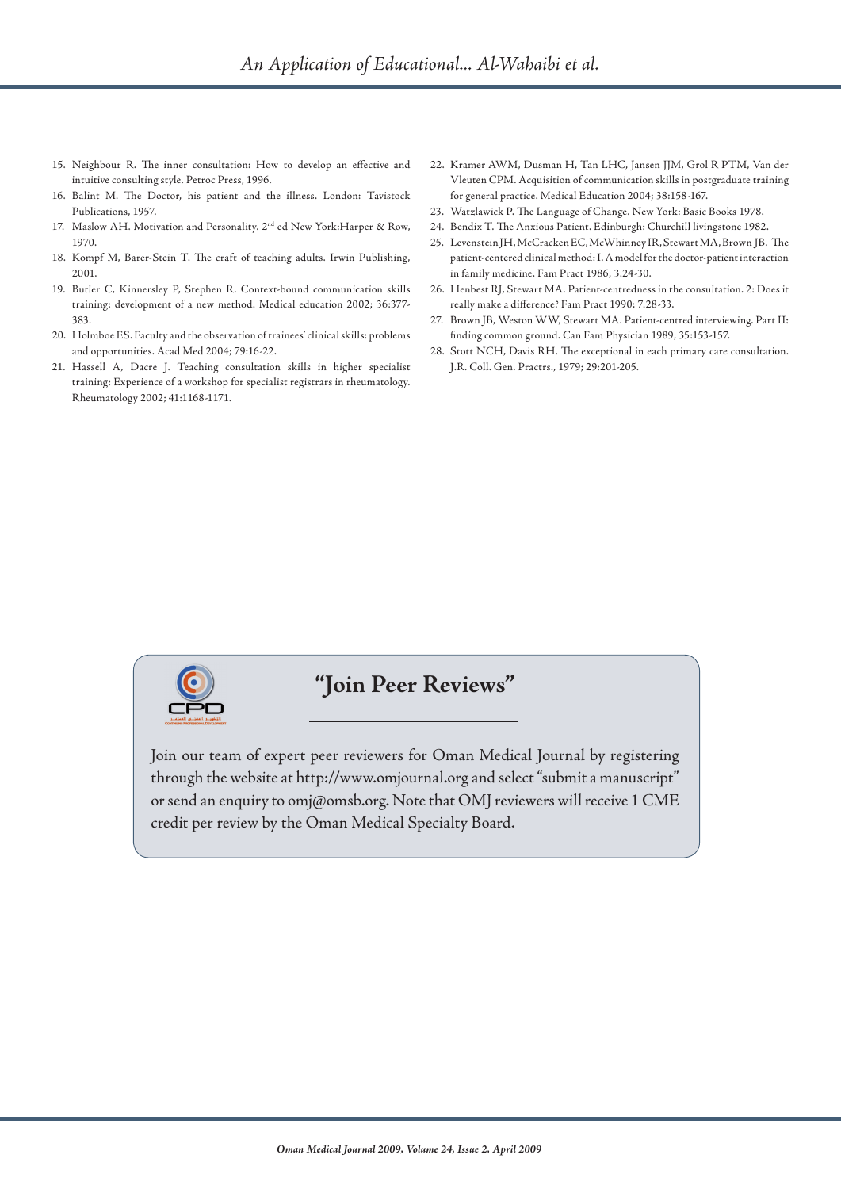15. Neighbour R. The inner consultation: How to develop an effective and intuitive consulting style. Petroc Press, 1996.
16. Balint M. The Doctor, his patient and the illness. London: Tavistock Publications, 1957.
17. Maslow AH. Motivation and Personality. 2nd ed New York:Harper & Row, 1970.
18. Kompf M, Barer-Stein T. The craft of teaching adults. Irwin Publishing, 2001.
19. Butler C, Kinnersley P, Stephen R. Context-bound communication skills training: development of a new method. Medical education 2002; 36:377-383.
20. Holmboe ES. Faculty and the observation of trainees' clinical skills: problems and opportunities. Acad Med 2004; 79:16-22.
21. Hassell A, Dacre J. Teaching consultation skills in higher specialist training: Experience of a workshop for specialist registrars in rheumatology. Rheumatology 2002; 41:1168-1171.
22. Kramer AWM, Dusman H, Tan LHC, Jansen JJM, Grol R PTM, Van der Vleuten CPM. Acquisition of communication skills in postgraduate training for general practice. Medical Education 2004; 38:158-167.
23. Watzlawick P. The Language of Change. New York: Basic Books 1978.
24. Bendix T. The Anxious Patient. Edinburgh: Churchill livingstone 1982.
25. Levenstein JH, McCracken EC, McWhinney IR, Stewart MA, Brown JB. The patient-centered clinical method: I. A model for the doctor-patient interaction in family medicine. Fam Pract 1986; 3:24-30.
26. Henbest RJ, Stewart MA. Patient-centredness in the consultation. 2: Does it really make a difference? Fam Pract 1990; 7:28-33.
27. Brown JB, Weston WW, Stewart MA. Patient-centred interviewing. Part II: finding common ground. Can Fam Physician 1989; 35:153-157.
28. Stott NCH, Davis RH. The exceptional in each primary care consultation. J.R. Coll. Gen. Practrs., 1979; 29:201-205.

## "Join Peer Reviews"

Join our team of expert peer reviewers for Oman Medical Journal by registering through the website at http://www.omjournal.org and select "submit a manuscript" or send an enquiry to omj@omsb.org. Note that OMJ reviewers will receive 1 CME credit per review by the Oman Medical Specialty Board.